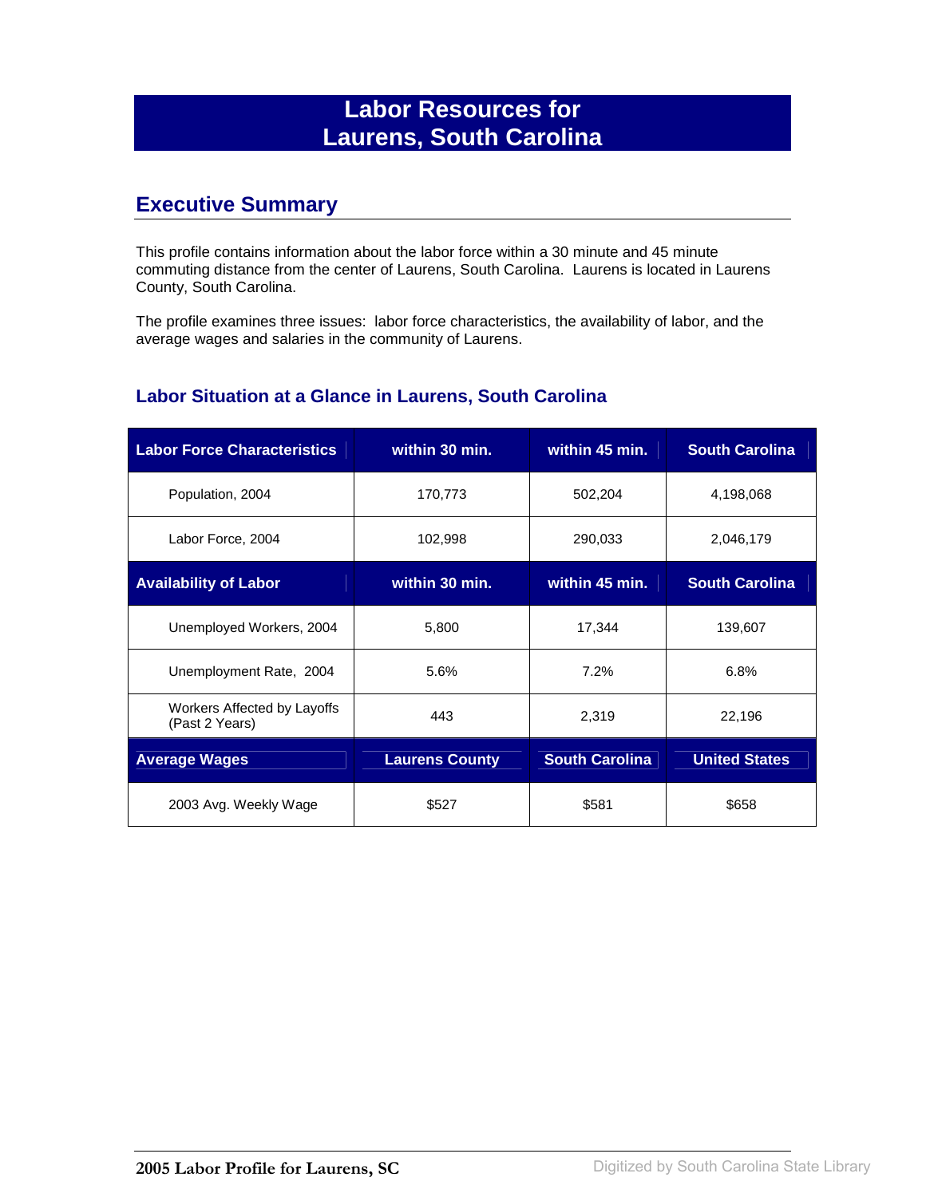# Labor Resources for Laurens, South Carolina

## Executive Summary

This profile contains information about the labor force within a 30 minute and 45 minute commuting distance from the center of Laurens, South Carolina. Laurens is located in Laurens County, South Carolina.

The profile examines three issues: labor force characteristics, the availability of labor, and the average wages and salaries in the community of Laurens.

### Labor Situation at a Glance in Laurens, South Carolina

| Labor Force Characteristics | within 30 min. | within 45 min. | South Carolina |
|---|---|---|---|
| Population, 2004 | 170,773 | 502,204 | 4,198,068 |
| Labor Force, 2004 | 102,998 | 290,033 | 2,046,179 |
| **Availability of Labor** | **within 30 min.** | **within 45 min.** | **South Carolina** |
| Unemployed Workers, 2004 | 5,800 | 17,344 | 139,607 |
| Unemployment Rate, 2004 | 5.6% | 7.2% | 6.8% |
| Workers Affected by Layoffs (Past 2 Years) | 443 | 2,319 | 22,196 |
| **Average Wages** | **Laurens County** | **South Carolina** | **United States** |
| 2003 Avg. Weekly Wage | $527 | $581 | $658 |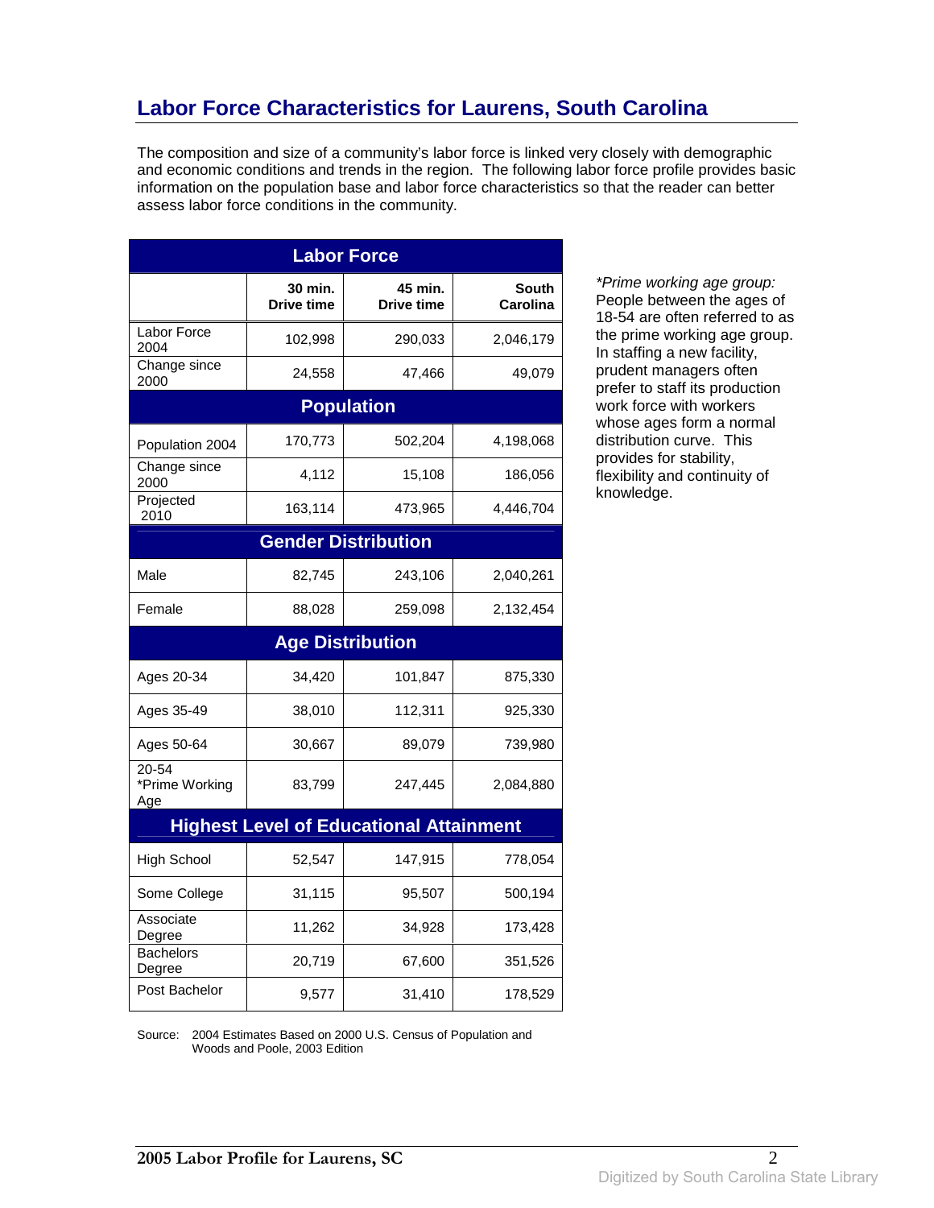## Labor Force Characteristics for Laurens, South Carolina

The composition and size of a community's labor force is linked very closely with demographic and economic conditions and trends in the region. The following labor force profile provides basic information on the population base and labor force characteristics so that the reader can better assess labor force conditions in the community.

| Labor Force | | | |
|---|---|---|---|
| | 30 min. Drive time | 45 min. Drive time | South Carolina |
| Labor Force 2004 | 102,998 | 290,033 | 2,046,179 |
| Change since 2000 | 24,558 | 47,466 | 49,079 |
| **Population** | | | |
| Population 2004 | 170,773 | 502,204 | 4,198,068 |
| Change since 2000 | 4,112 | 15,108 | 186,056 |
| Projected 2010 | 163,114 | 473,965 | 4,446,704 |
| **Gender Distribution** | | | |
| Male | 82,745 | 243,106 | 2,040,261 |
| Female | 88,028 | 259,098 | 2,132,454 |
| **Age Distribution** | | | |
| Ages 20-34 | 34,420 | 101,847 | 875,330 |
| Ages 35-49 | 38,010 | 112,311 | 925,330 |
| Ages 50-64 | 30,667 | 89,079 | 739,980 |
| 20-54 *Prime Working Age | 83,799 | 247,445 | 2,084,880 |
| **Highest Level of Educational Attainment** | | | |
| High School | 52,547 | 147,915 | 778,054 |
| Some College | 31,115 | 95,507 | 500,194 |
| Associate Degree | 11,262 | 34,928 | 173,428 |
| Bachelors Degree | 20,719 | 67,600 | 351,526 |
| Post Bachelor | 9,577 | 31,410 | 178,529 |

Source: 2004 Estimates Based on 2000 U.S. Census of Population and Woods and Poole, 2003 Edition

*Prime working age group:* People between the ages of 18-54 are often referred to as the prime working age group. In staffing a new facility, prudent managers often prefer to staff its production work force with workers whose ages form a normal distribution curve. This provides for stability, flexibility and continuity of knowledge.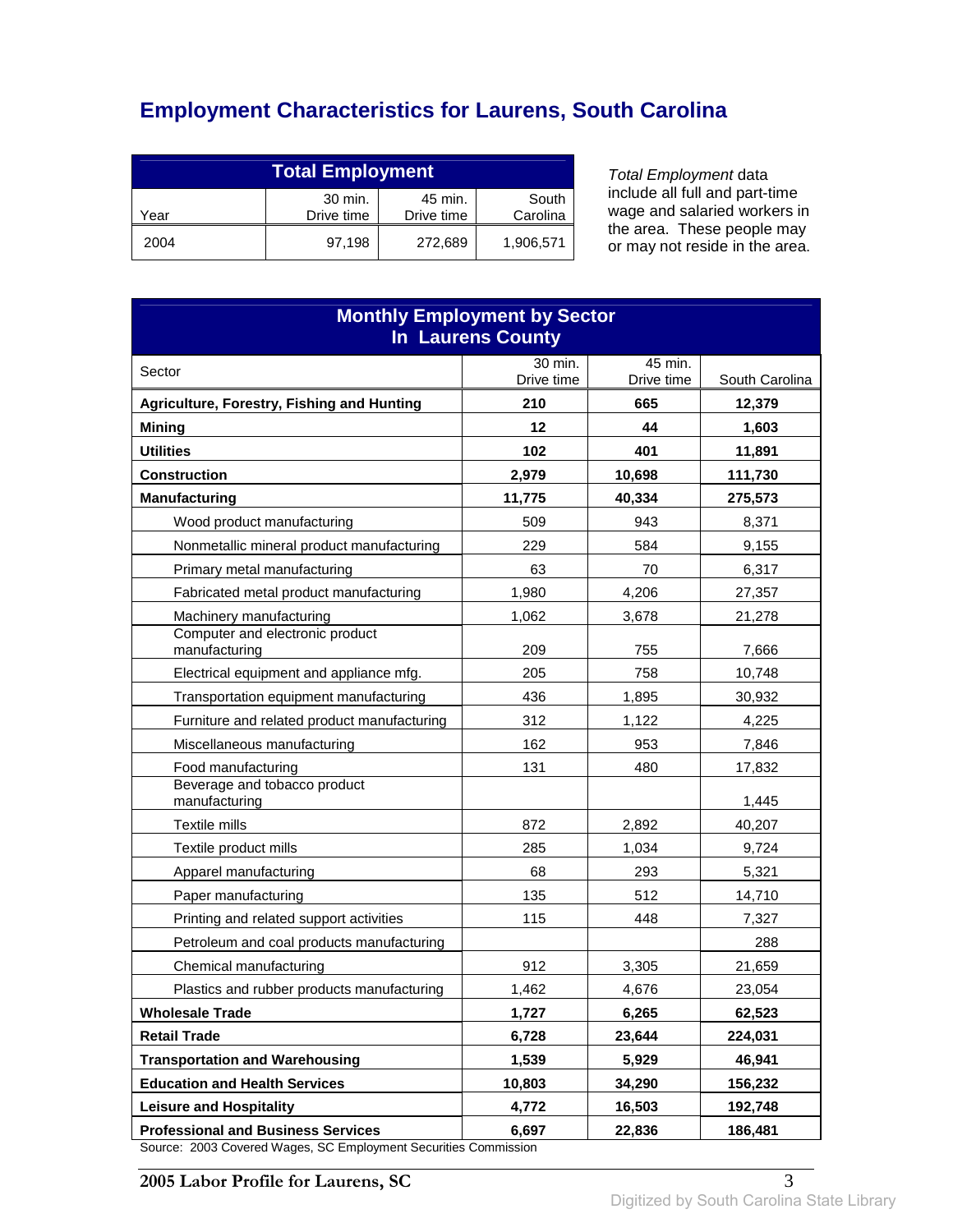# Employment Characteristics for Laurens, South Carolina

| Total Employment | | | |
|---|---|---|---|
| Year | 30 min. Drive time | 45 min. Drive time | South Carolina |
| 2004 | 97,198 | 272,689 | 1,906,571 |

*Total Employment* data include all full and part-time wage and salaried workers in the area. These people may or may not reside in the area.

| Monthly Employment by Sector In Laurens County | | | |
|---|---|---|---|
| Sector | 30 min. Drive time | 45 min. Drive time | South Carolina |
| **Agriculture, Forestry, Fishing and Hunting** | **210** | **665** | **12,379** |
| **Mining** | **12** | **44** | **1,603** |
| **Utilities** | **102** | **401** | **11,891** |
| **Construction** | **2,979** | **10,698** | **111,730** |
| **Manufacturing** | **11,775** | **40,334** | **275,573** |
| Wood product manufacturing | 509 | 943 | 8,371 |
| Nonmetallic mineral product manufacturing | 229 | 584 | 9,155 |
| Primary metal manufacturing | 63 | 70 | 6,317 |
| Fabricated metal product manufacturing | 1,980 | 4,206 | 27,357 |
| Machinery manufacturing | 1,062 | 3,678 | 21,278 |
| Computer and electronic product manufacturing | 209 | 755 | 7,666 |
| Electrical equipment and appliance mfg. | 205 | 758 | 10,748 |
| Transportation equipment manufacturing | 436 | 1,895 | 30,932 |
| Furniture and related product manufacturing | 312 | 1,122 | 4,225 |
| Miscellaneous manufacturing | 162 | 953 | 7,846 |
| Food manufacturing | 131 | 480 | 17,832 |
| Beverage and tobacco product manufacturing | | | 1,445 |
| Textile mills | 872 | 2,892 | 40,207 |
| Textile product mills | 285 | 1,034 | 9,724 |
| Apparel manufacturing | 68 | 293 | 5,321 |
| Paper manufacturing | 135 | 512 | 14,710 |
| Printing and related support activities | 115 | 448 | 7,327 |
| Petroleum and coal products manufacturing | | | 288 |
| Chemical manufacturing | 912 | 3,305 | 21,659 |
| Plastics and rubber products manufacturing | 1,462 | 4,676 | 23,054 |
| **Wholesale Trade** | **1,727** | **6,265** | **62,523** |
| **Retail Trade** | **6,728** | **23,644** | **224,031** |
| **Transportation and Warehousing** | **1,539** | **5,929** | **46,941** |
| **Education and Health Services** | **10,803** | **34,290** | **156,232** |
| **Leisure and Hospitality** | **4,772** | **16,503** | **192,748** |
| **Professional and Business Services** | **6,697** | **22,836** | **186,481** |

Source: 2003 Covered Wages, SC Employment Securities Commission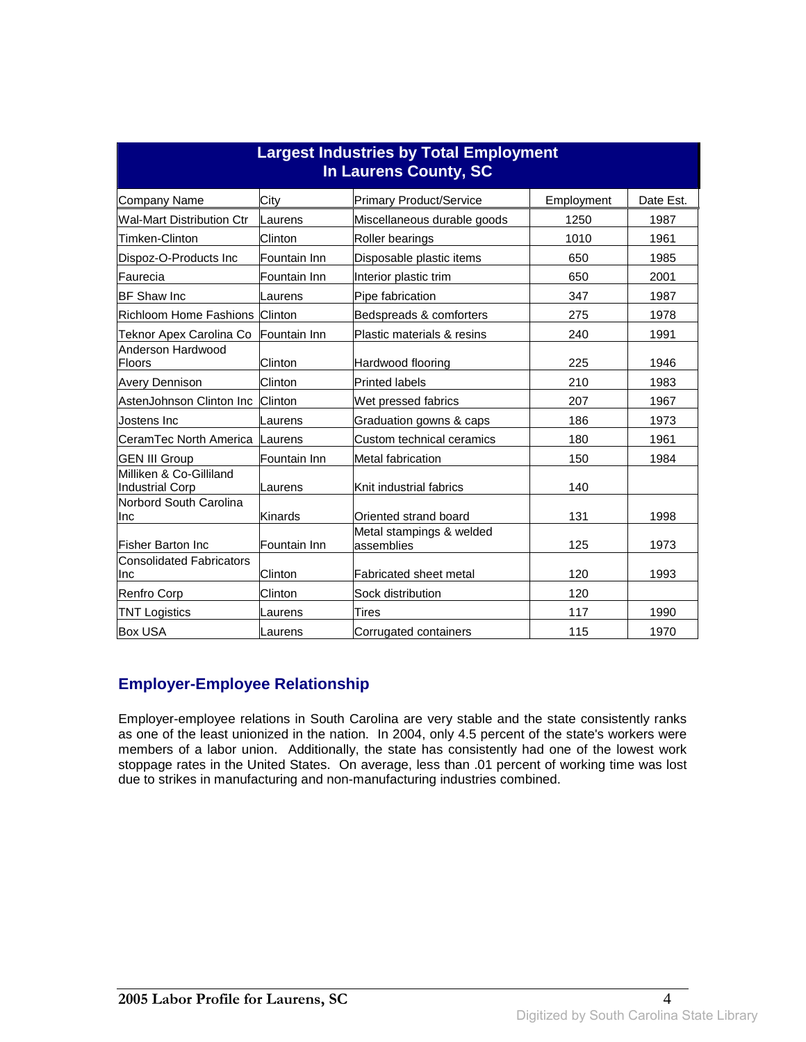| Largest Industries by Total Employment In Laurens County, SC | | | | |
|---|---|---|---|---|
| Company Name | City | Primary Product/Service | Employment | Date Est. |
| Wal-Mart Distribution Ctr | Laurens | Miscellaneous durable goods | 1250 | 1987 |
| Timken-Clinton | Clinton | Roller bearings | 1010 | 1961 |
| Dispoz-O-Products Inc | Fountain Inn | Disposable plastic items | 650 | 1985 |
| Faurecia | Fountain Inn | Interior plastic trim | 650 | 2001 |
| BF Shaw Inc | Laurens | Pipe fabrication | 347 | 1987 |
| Richloom Home Fashions | Clinton | Bedspreads & comforters | 275 | 1978 |
| Teknor Apex Carolina Co | Fountain Inn | Plastic materials & resins | 240 | 1991 |
| Anderson Hardwood Floors | Clinton | Hardwood flooring | 225 | 1946 |
| Avery Dennison | Clinton | Printed labels | 210 | 1983 |
| AstenJohnson Clinton Inc | Clinton | Wet pressed fabrics | 207 | 1967 |
| Jostens Inc | Laurens | Graduation gowns & caps | 186 | 1973 |
| CeramTec North America | Laurens | Custom technical ceramics | 180 | 1961 |
| GEN III Group | Fountain Inn | Metal fabrication | 150 | 1984 |
| Milliken & Co-Gilliland Industrial Corp | Laurens | Knit industrial fabrics | 140 | |
| Norbord South Carolina Inc | Kinards | Oriented strand board | 131 | 1998 |
| Fisher Barton Inc | Fountain Inn | Metal stampings & welded assemblies | 125 | 1973 |
| Consolidated Fabricators Inc | Clinton | Fabricated sheet metal | 120 | 1993 |
| Renfro Corp | Clinton | Sock distribution | 120 | |
| TNT Logistics | Laurens | Tires | 117 | 1990 |
| Box USA | Laurens | Corrugated containers | 115 | 1970 |

## Employer-Employee Relationship

Employer-employee relations in South Carolina are very stable and the state consistently ranks as one of the least unionized in the nation. In 2004, only 4.5 percent of the state's workers were members of a labor union. Additionally, the state has consistently had one of the lowest work stoppage rates in the United States. On average, less than .01 percent of working time was lost due to strikes in manufacturing and non-manufacturing industries combined.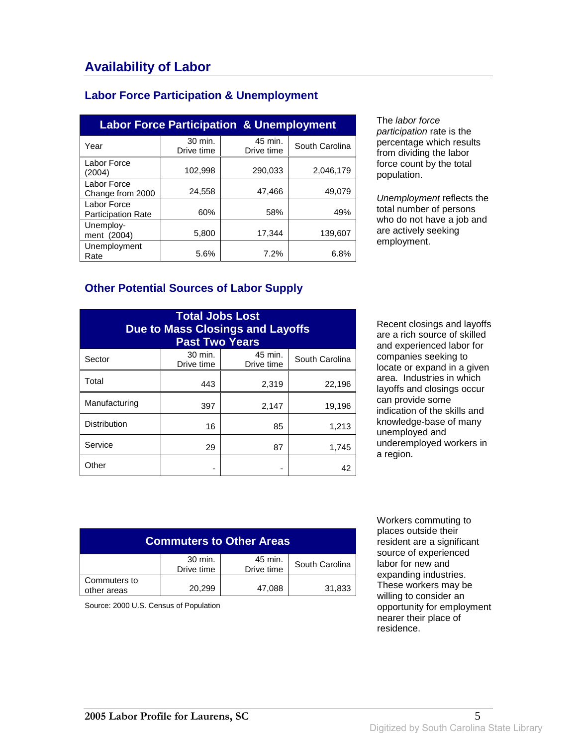# Availability of Labor

## Labor Force Participation & Unemployment

| Labor Force Participation & Unemployment | | | |
|---|---|---|---|
| Year | 30 min. Drive time | 45 min. Drive time | South Carolina |
| Labor Force (2004) | 102,998 | 290,033 | 2,046,179 |
| Labor Force Change from 2000 | 24,558 | 47,466 | 49,079 |
| Labor Force Participation Rate | 60% | 58% | 49% |
| Unemploy-ment (2004) | 5,800 | 17,344 | 139,607 |
| Unemployment Rate | 5.6% | 7.2% | 6.8% |

The *labor force participation* rate is the percentage which results from dividing the labor force count by the total population.

*Unemployment* reflects the total number of persons who do not have a job and are actively seeking employment.

## Other Potential Sources of Labor Supply

| Total Jobs Lost Due to Mass Closings and Layoffs Past Two Years | | | |
|---|---|---|---|
| Sector | 30 min. Drive time | 45 min. Drive time | South Carolina |
| Total | 443 | 2,319 | 22,196 |
| Manufacturing | 397 | 2,147 | 19,196 |
| Distribution | 16 | 85 | 1,213 |
| Service | 29 | 87 | 1,745 |
| Other | - | - | 42 |

Recent closings and layoffs are a rich source of skilled and experienced labor for companies seeking to locate or expand in a given area. Industries in which layoffs and closings occur can provide some indication of the skills and knowledge-base of many unemployed and underemployed workers in a region.

| Commuters to Other Areas | | | |
|---|---|---|---|
| | 30 min. Drive time | 45 min. Drive time | South Carolina |
| Commuters to other areas | 20,299 | 47,088 | 31,833 |

Source: 2000 U.S. Census of Population

Workers commuting to places outside their resident are a significant source of experienced labor for new and expanding industries. These workers may be willing to consider an opportunity for employment nearer their place of residence.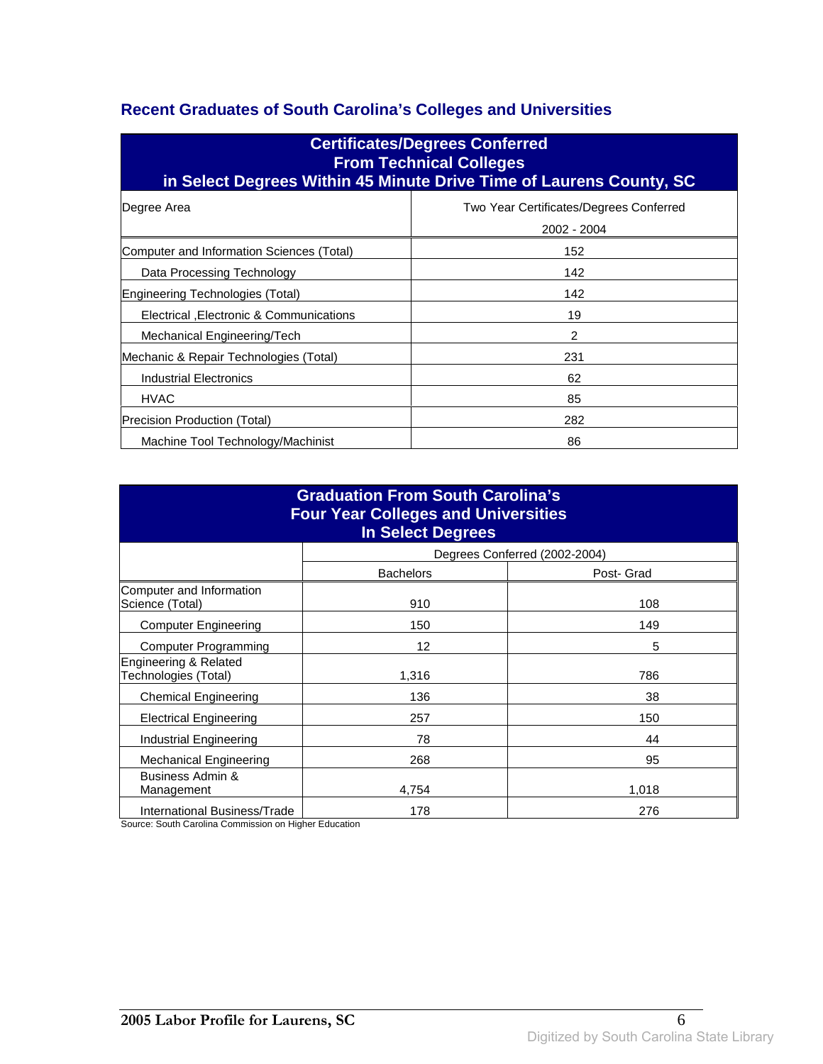## Recent Graduates of South Carolina's Colleges and Universities

| Certificates/Degrees Conferred From Technical Colleges in Select Degrees Within 45 Minute Drive Time of Laurens County, SC | |
|---|---|
| Degree Area | Two Year Certificates/Degrees Conferred 2002 - 2004 |
| Computer and Information Sciences (Total) | 152 |
| Data Processing Technology | 142 |
| Engineering Technologies (Total) | 142 |
| Electrical ,Electronic & Communications | 19 |
| Mechanical Engineering/Tech | 2 |
| Mechanic & Repair Technologies (Total) | 231 |
| Industrial Electronics | 62 |
| HVAC | 85 |
| Precision Production (Total) | 282 |
| Machine Tool Technology/Machinist | 86 |

| Graduation From South Carolina's Four Year Colleges and Universities In Select Degrees | | |
|---|---|---|
| | Degrees Conferred (2002-2004) | |
| | Bachelors | Post- Grad |
| Computer and Information Science (Total) | 910 | 108 |
| Computer Engineering | 150 | 149 |
| Computer Programming | 12 | 5 |
| Engineering & Related Technologies (Total) | 1,316 | 786 |
| Chemical Engineering | 136 | 38 |
| Electrical Engineering | 257 | 150 |
| Industrial Engineering | 78 | 44 |
| Mechanical Engineering | 268 | 95 |
| Business Admin & Management | 4,754 | 1,018 |
| International Business/Trade | 178 | 276 |

Source: South Carolina Commission on Higher Education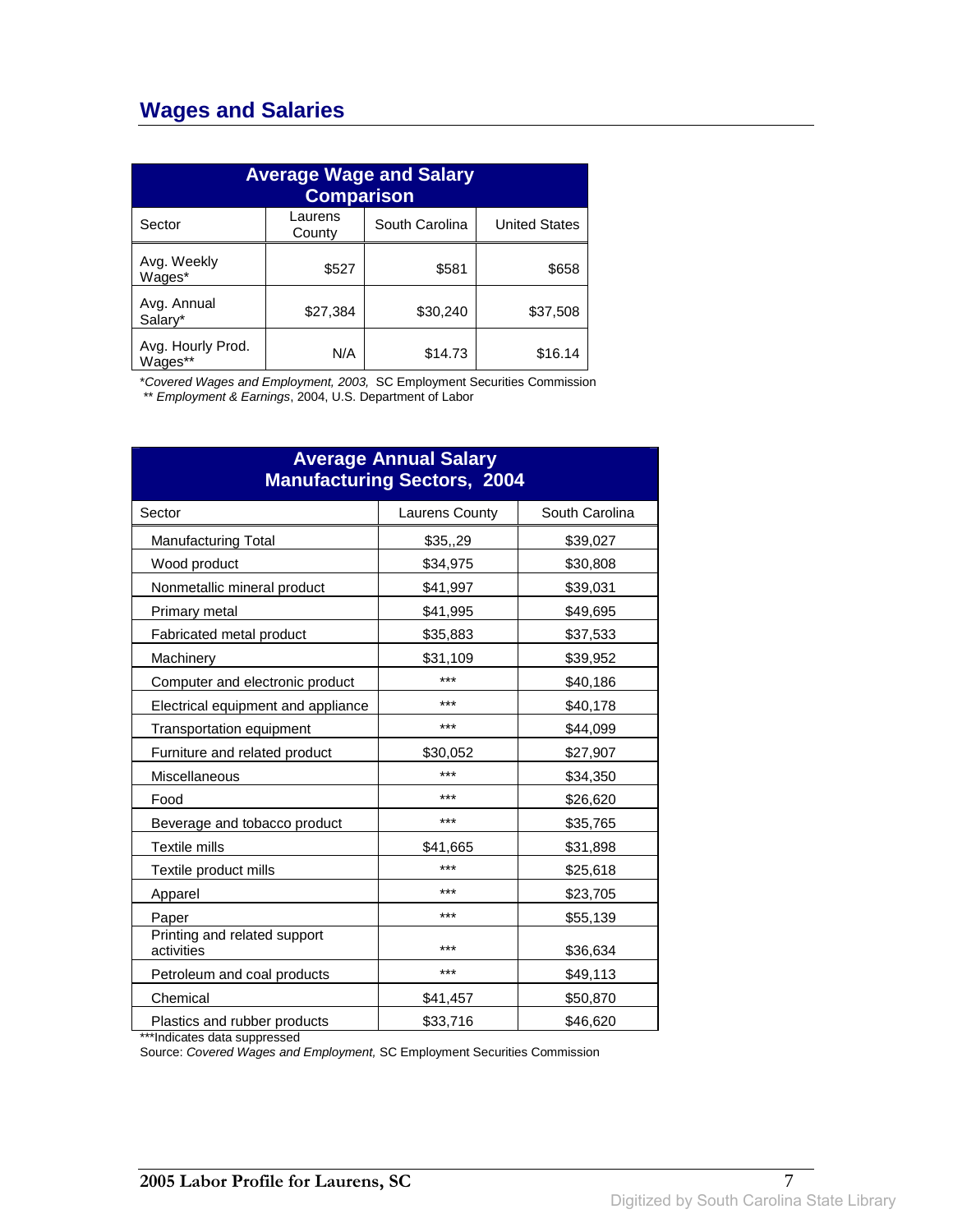## Wages and Salaries

| Average Wage and Salary Comparison | | | |
|---|---|---|---|
| Sector | Laurens County | South Carolina | United States |
| Avg. Weekly Wages* | $527 | $581 | $658 |
| Avg. Annual Salary* | $27,384 | $30,240 | $37,508 |
| Avg. Hourly Prod. Wages** | N/A | $14.73 | $16.14 |

**Covered Wages and Employment, 2003,* SC Employment Securities Commission
** *Employment & Earnings*, 2004, U.S. Department of Labor

| Average Annual Salary Manufacturing Sectors, 2004 | | |
|---|---|---|
| Sector | Laurens County | South Carolina |
| Manufacturing Total | $35,,29 | $39,027 |
| Wood product | $34,975 | $30,808 |
| Nonmetallic mineral product | $41,997 | $39,031 |
| Primary metal | $41,995 | $49,695 |
| Fabricated metal product | $35,883 | $37,533 |
| Machinery | $31,109 | $39,952 |
| Computer and electronic product | *** | $40,186 |
| Electrical equipment and appliance | *** | $40,178 |
| Transportation equipment | *** | $44,099 |
| Furniture and related product | $30,052 | $27,907 |
| Miscellaneous | *** | $34,350 |
| Food | *** | $26,620 |
| Beverage and tobacco product | *** | $35,765 |
| Textile mills | $41,665 | $31,898 |
| Textile product mills | *** | $25,618 |
| Apparel | *** | $23,705 |
| Paper | *** | $55,139 |
| Printing and related support activities | *** | $36,634 |
| Petroleum and coal products | *** | $49,113 |
| Chemical | $41,457 | $50,870 |
| Plastics and rubber products | $33,716 | $46,620 |

***Indicates data suppressed
Source: *Covered Wages and Employment,* SC Employment Securities Commission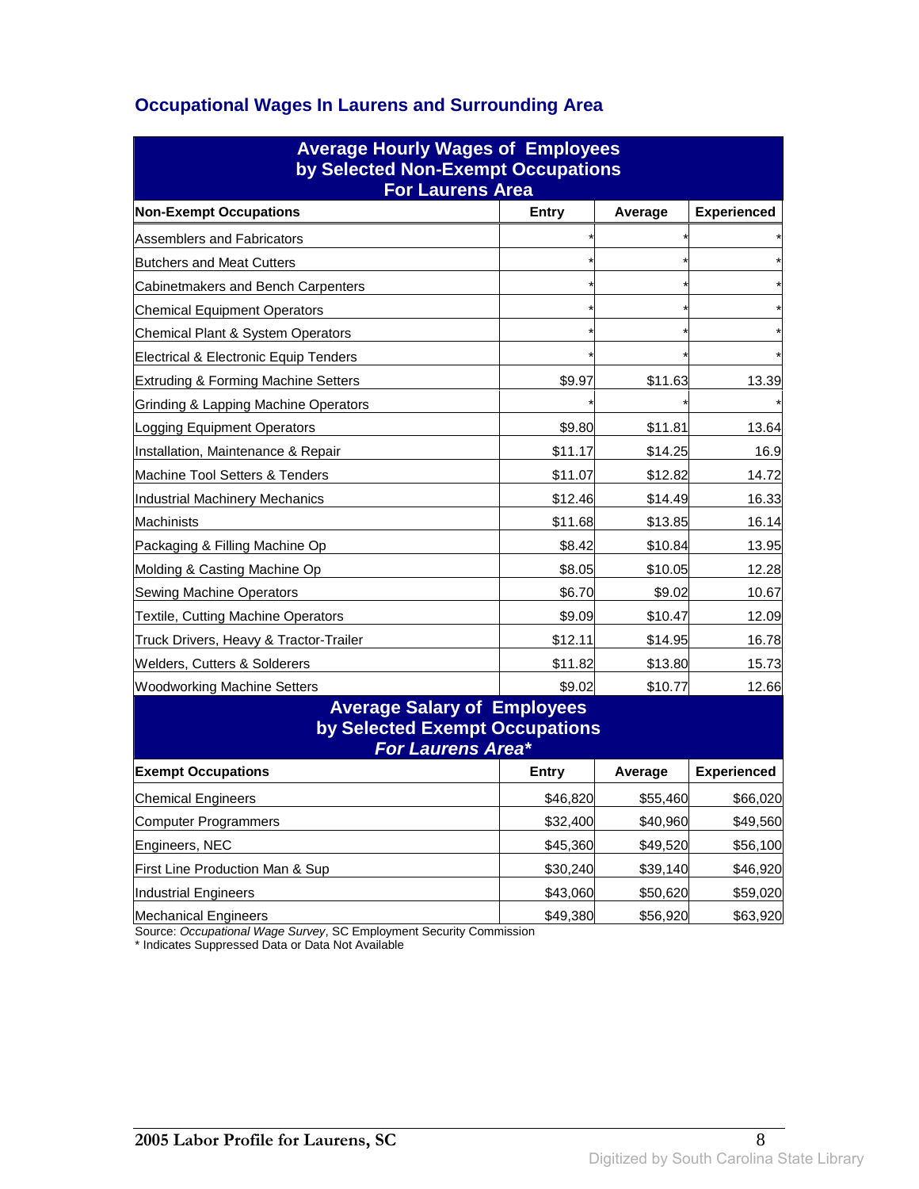## Occupational Wages In Laurens and Surrounding Area

| Average Hourly Wages of Employees by Selected Non-Exempt Occupations For Laurens Area | | | |
|---|---|---|---|
| **Non-Exempt Occupations** | **Entry** | **Average** | **Experienced** |
| Assemblers and Fabricators | * | * | * |
| Butchers and Meat Cutters | * | * | * |
| Cabinetmakers and Bench Carpenters | * | * | * |
| Chemical Equipment Operators | * | * | * |
| Chemical Plant & System Operators | * | * | * |
| Electrical & Electronic Equip Tenders | * | * | * |
| Extruding & Forming Machine Setters | $9.97 | $11.63 | 13.39 |
| Grinding & Lapping Machine Operators | * | * | * |
| Logging Equipment Operators | $9.80 | $11.81 | 13.64 |
| Installation, Maintenance & Repair | $11.17 | $14.25 | 16.9 |
| Machine Tool Setters & Tenders | $11.07 | $12.82 | 14.72 |
| Industrial Machinery Mechanics | $12.46 | $14.49 | 16.33 |
| Machinists | $11.68 | $13.85 | 16.14 |
| Packaging & Filling Machine Op | $8.42 | $10.84 | 13.95 |
| Molding & Casting Machine Op | $8.05 | $10.05 | 12.28 |
| Sewing Machine Operators | $6.70 | $9.02 | 10.67 |
| Textile, Cutting Machine Operators | $9.09 | $10.47 | 12.09 |
| Truck Drivers, Heavy & Tractor-Trailer | $12.11 | $14.95 | 16.78 |
| Welders, Cutters & Solderers | $11.82 | $13.80 | 15.73 |
| Woodworking Machine Setters | $9.02 | $10.77 | 12.66 |

| Average Salary of Employees by Selected Exempt Occupations *For Laurens Area** | | | |
|---|---|---|---|
| **Exempt Occupations** | **Entry** | **Average** | **Experienced** |
| Chemical Engineers | $46,820 | $55,460 | $66,020 |
| Computer Programmers | $32,400 | $40,960 | $49,560 |
| Engineers, NEC | $45,360 | $49,520 | $56,100 |
| First Line Production Man & Sup | $30,240 | $39,140 | $46,920 |
| Industrial Engineers | $43,060 | $50,620 | $59,020 |
| Mechanical Engineers | $49,380 | $56,920 | $63,920 |

Source: *Occupational Wage Survey*, SC Employment Security Commission
* Indicates Suppressed Data or Data Not Available